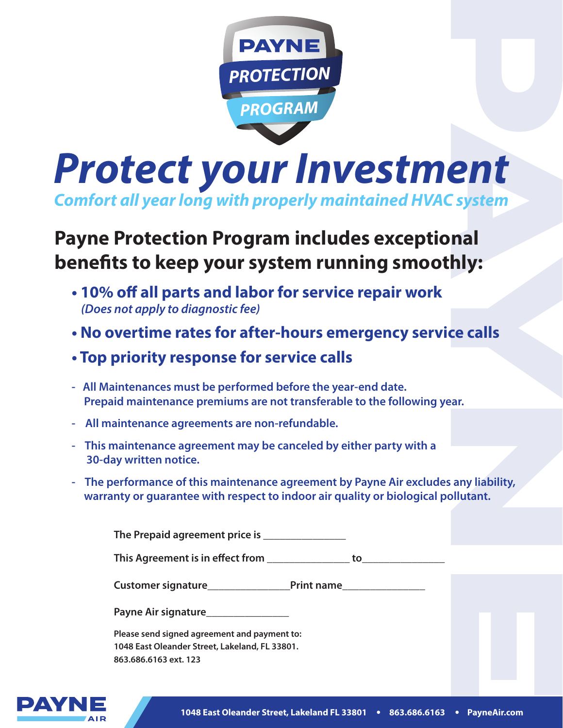PAYNE PROTECTION PROGRAM

# Protect your Investment

*Comfort all year long with properly maintained HVAC system*

## Payne Protection Program includes exceptional benefits to keep your system running smoothly:

- **10% off all parts and labor for service repair work**
  *(Does not apply to diagnostic fee)*
- **No overtime rates for after-hours emergency service calls**
- **Top priority response for service calls**

- **All Maintenances must be performed before the year-end date. Prepaid maintenance premiums are not transferable to the following year.**
- **All maintenance agreements are non-refundable.**
- **This maintenance agreement may be canceled by either party with a 30-day written notice.**
- **The performance of this maintenance agreement by Payne Air excludes any liability, warranty or guarantee with respect to indoor air quality or biological pollutant.**

**The Prepaid agreement price is** _______________

**This Agreement is in effect from** _______________ **to**_______________

**Customer signature**_______________**Print name**_______________

**Payne Air signature**_______________

**Please send signed agreement and payment to:**
**1048 East Oleander Street, Lakeland, FL 33801.**
**863.686.6163 ext. 123**

PAYNE AIR

**1048 East Oleander Street, Lakeland FL 33801 • 863.686.6163 • PayneAir.com**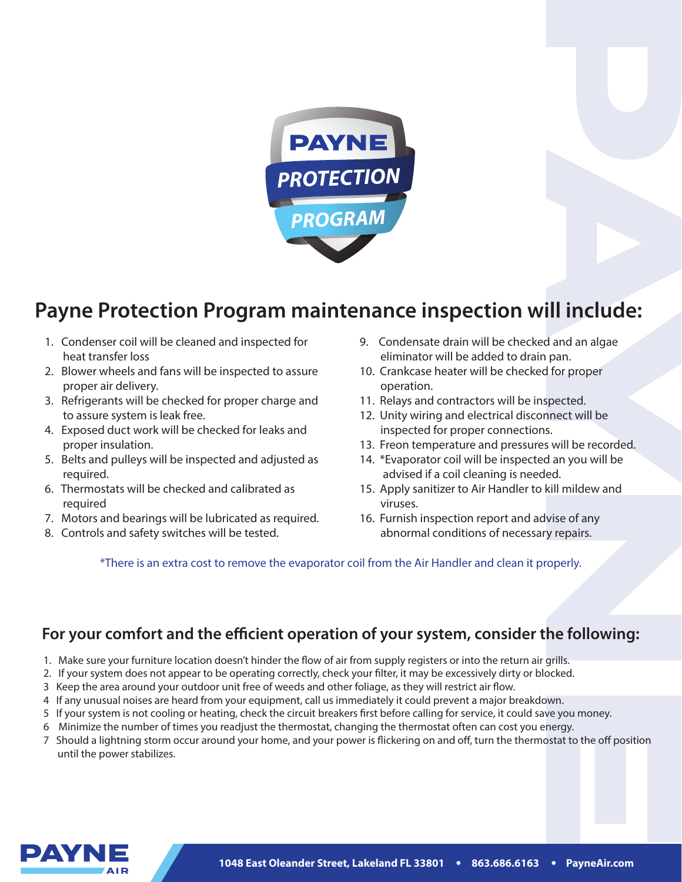PAYNE PROTECTION PROGRAM

## Payne Protection Program maintenance inspection will include:

1. Condenser coil will be cleaned and inspected for heat transfer loss
2. Blower wheels and fans will be inspected to assure proper air delivery.
3. Refrigerants will be checked for proper charge and to assure system is leak free.
4. Exposed duct work will be checked for leaks and proper insulation.
5. Belts and pulleys will be inspected and adjusted as required.
6. Thermostats will be checked and calibrated as required
7. Motors and bearings will be lubricated as required.
8. Controls and safety switches will be tested.
9. Condensate drain will be checked and an algae eliminator will be added to drain pan.
10. Crankcase heater will be checked for proper operation.
11. Relays and contractors will be inspected.
12. Unity wiring and electrical disconnect will be inspected for proper connections.
13. Freon temperature and pressures will be recorded.
14. *Evaporator coil will be inspected an you will be advised if a coil cleaning is needed.
15. Apply sanitizer to Air Handler to kill mildew and viruses.
16. Furnish inspection report and advise of any abnormal conditions of necessary repairs.

*There is an extra cost to remove the evaporator coil from the Air Handler and clean it properly.

## For your comfort and the efficient operation of your system, consider the following:

1. Make sure your furniture location doesn't hinder the flow of air from supply registers or into the return air grills.
2. If your system does not appear to be operating correctly, check your filter, it may be excessively dirty or blocked.
3. Keep the area around your outdoor unit free of weeds and other foliage, as they will restrict air flow.
4. If any unusual noises are heard from your equipment, call us immediately it could prevent a major breakdown.
5. If your system is not cooling or heating, check the circuit breakers first before calling for service, it could save you money.
6. Minimize the number of times you readjust the thermostat, changing the thermostat often can cost you energy.
7. Should a lightning storm occur around your home, and your power is flickering on and off, turn the thermostat to the off position until the power stabilizes.

PAYNE AIR

**1048 East Oleander Street, Lakeland FL 33801 • 863.686.6163 • PayneAir.com**